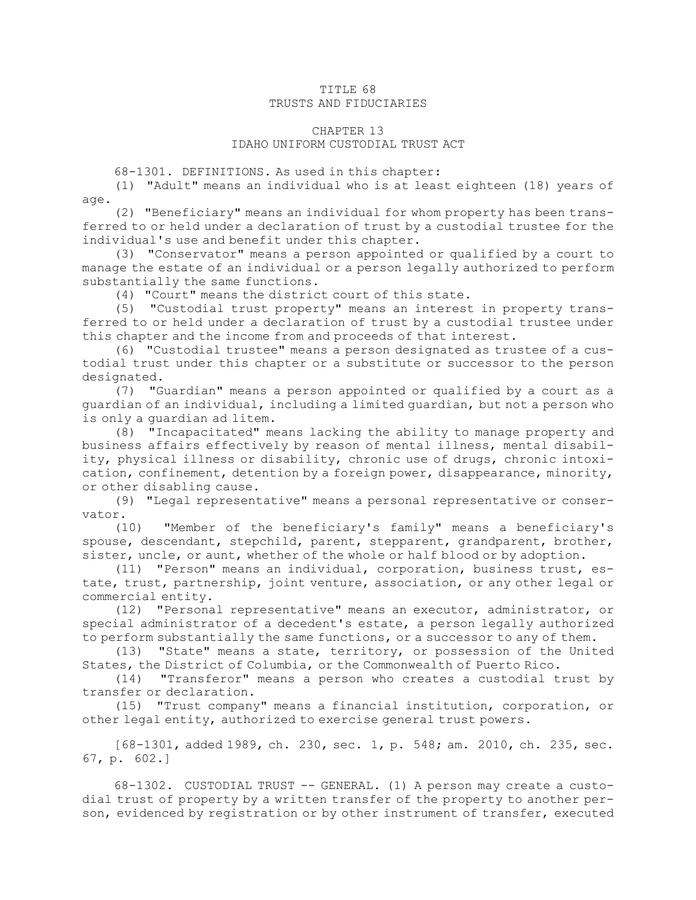# TITLE 68
# TRUSTS AND FIDUCIARIES

## CHAPTER 13
## IDAHO UNIFORM CUSTODIAL TRUST ACT

68-1301. DEFINITIONS. As used in this chapter:

(1) "Adult" means an individual who is at least eighteen (18) years of age.

(2) "Beneficiary" means an individual for whom property has been transferred to or held under a declaration of trust by a custodial trustee for the individual's use and benefit under this chapter.

(3) "Conservator" means a person appointed or qualified by a court to manage the estate of an individual or a person legally authorized to perform substantially the same functions.

(4) "Court" means the district court of this state.

(5) "Custodial trust property" means an interest in property transferred to or held under a declaration of trust by a custodial trustee under this chapter and the income from and proceeds of that interest.

(6) "Custodial trustee" means a person designated as trustee of a custodial trust under this chapter or a substitute or successor to the person designated.

(7) "Guardian" means a person appointed or qualified by a court as a guardian of an individual, including a limited guardian, but not a person who is only a guardian ad litem.

(8) "Incapacitated" means lacking the ability to manage property and business affairs effectively by reason of mental illness, mental disability, physical illness or disability, chronic use of drugs, chronic intoxication, confinement, detention by a foreign power, disappearance, minority, or other disabling cause.

(9) "Legal representative" means a personal representative or conservator.

(10) "Member of the beneficiary's family" means a beneficiary's spouse, descendant, stepchild, parent, stepparent, grandparent, brother, sister, uncle, or aunt, whether of the whole or half blood or by adoption.

(11) "Person" means an individual, corporation, business trust, estate, trust, partnership, joint venture, association, or any other legal or commercial entity.

(12) "Personal representative" means an executor, administrator, or special administrator of a decedent's estate, a person legally authorized to perform substantially the same functions, or a successor to any of them.

(13) "State" means a state, territory, or possession of the United States, the District of Columbia, or the Commonwealth of Puerto Rico.

(14) "Transferor" means a person who creates a custodial trust by transfer or declaration.

(15) "Trust company" means a financial institution, corporation, or other legal entity, authorized to exercise general trust powers.

[68-1301, added 1989, ch. 230, sec. 1, p. 548; am. 2010, ch. 235, sec. 67, p. 602.]

68-1302. CUSTODIAL TRUST -- GENERAL. (1) A person may create a custodial trust of property by a written transfer of the property to another person, evidenced by registration or by other instrument of transfer, executed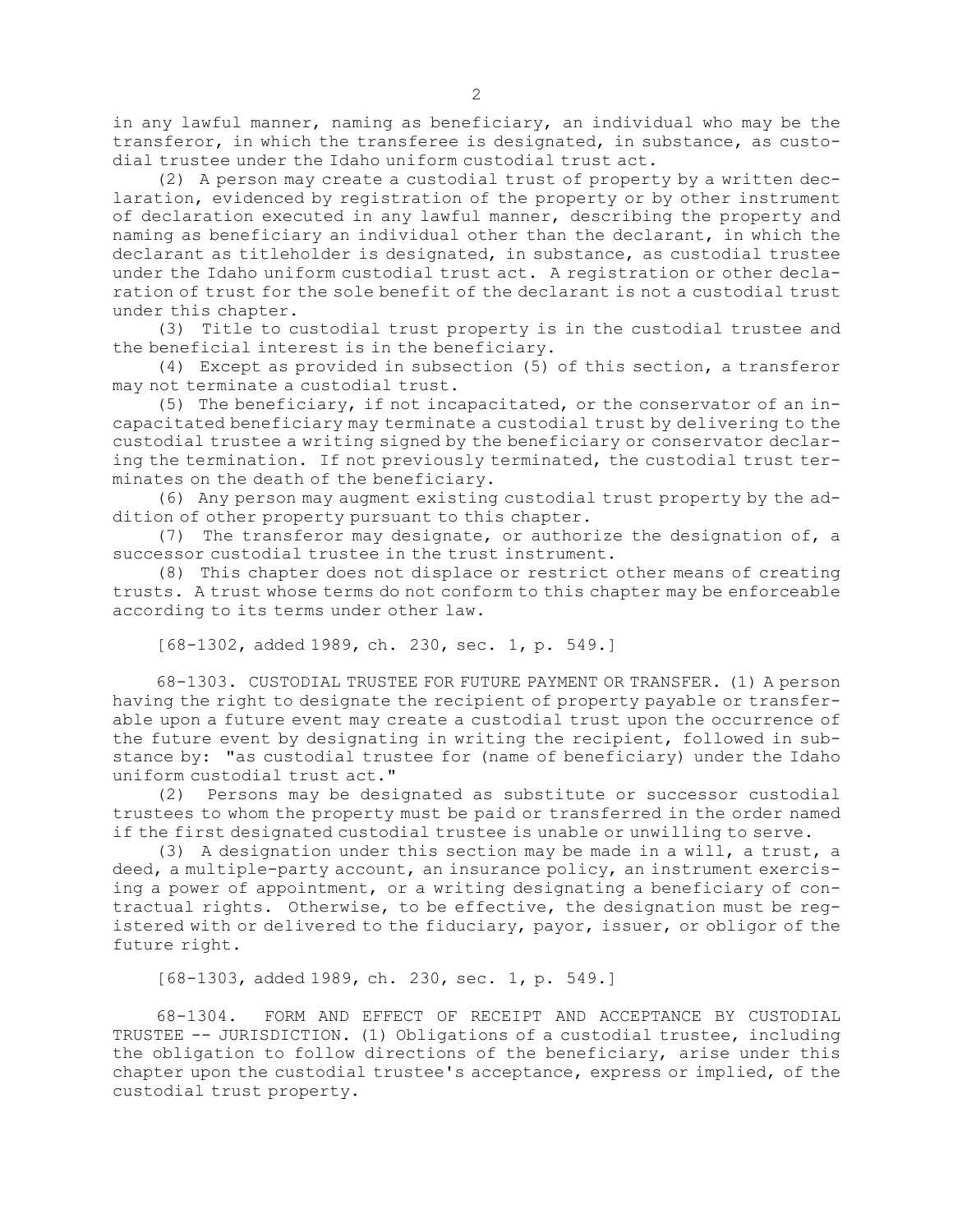in any lawful manner, naming as beneficiary, an individual who may be the transferor, in which the transferee is designated, in substance, as custodial trustee under the Idaho uniform custodial trust act.

(2) A person may create a custodial trust of property by a written declaration, evidenced by registration of the property or by other instrument of declaration executed in any lawful manner, describing the property and naming as beneficiary an individual other than the declarant, in which the declarant as titleholder is designated, in substance, as custodial trustee under the Idaho uniform custodial trust act. A registration or other declaration of trust for the sole benefit of the declarant is not a custodial trust under this chapter.

(3) Title to custodial trust property is in the custodial trustee and the beneficial interest is in the beneficiary.

(4) Except as provided in subsection (5) of this section, a transferor may not terminate a custodial trust.

(5) The beneficiary, if not incapacitated, or the conservator of an incapacitated beneficiary may terminate a custodial trust by delivering to the custodial trustee a writing signed by the beneficiary or conservator declaring the termination. If not previously terminated, the custodial trust terminates on the death of the beneficiary.

(6) Any person may augment existing custodial trust property by the addition of other property pursuant to this chapter.

(7) The transferor may designate, or authorize the designation of, a successor custodial trustee in the trust instrument.

(8) This chapter does not displace or restrict other means of creating trusts. A trust whose terms do not conform to this chapter may be enforceable according to its terms under other law.

[68-1302, added 1989, ch. 230, sec. 1, p. 549.]

68-1303. CUSTODIAL TRUSTEE FOR FUTURE PAYMENT OR TRANSFER. (1) A person having the right to designate the recipient of property payable or transferable upon a future event may create a custodial trust upon the occurrence of the future event by designating in writing the recipient, followed in substance by: "as custodial trustee for (name of beneficiary) under the Idaho uniform custodial trust act."

(2) Persons may be designated as substitute or successor custodial trustees to whom the property must be paid or transferred in the order named if the first designated custodial trustee is unable or unwilling to serve.

(3) A designation under this section may be made in a will, a trust, a deed, a multiple-party account, an insurance policy, an instrument exercising a power of appointment, or a writing designating a beneficiary of contractual rights. Otherwise, to be effective, the designation must be registered with or delivered to the fiduciary, payor, issuer, or obligor of the future right.

[68-1303, added 1989, ch. 230, sec. 1, p. 549.]

68-1304. FORM AND EFFECT OF RECEIPT AND ACCEPTANCE BY CUSTODIAL TRUSTEE -- JURISDICTION. (1) Obligations of a custodial trustee, including the obligation to follow directions of the beneficiary, arise under this chapter upon the custodial trustee's acceptance, express or implied, of the custodial trust property.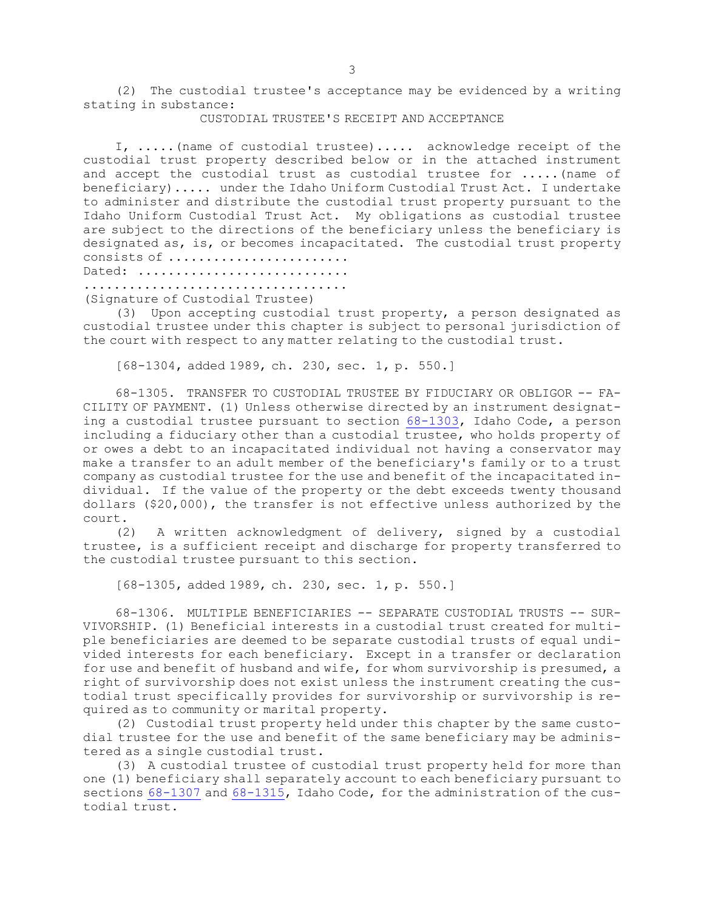(2) The custodial trustee's acceptance may be evidenced by a writing stating in substance:

CUSTODIAL TRUSTEE'S RECEIPT AND ACCEPTANCE

I, .....(name of custodial trustee)..... acknowledge receipt of the custodial trust property described below or in the attached instrument and accept the custodial trust as custodial trustee for .....(name of beneficiary)..... under the Idaho Uniform Custodial Trust Act. I undertake to administer and distribute the custodial trust property pursuant to the Idaho Uniform Custodial Trust Act. My obligations as custodial trustee are subject to the directions of the beneficiary unless the beneficiary is designated as, is, or becomes incapacitated. The custodial trust property consists of .......................

Dated: ...........................

.................................

(Signature of Custodial Trustee)

(3) Upon accepting custodial trust property, a person designated as custodial trustee under this chapter is subject to personal jurisdiction of the court with respect to any matter relating to the custodial trust.

[68-1304, added 1989, ch. 230, sec. 1, p. 550.]

68-1305. TRANSFER TO CUSTODIAL TRUSTEE BY FIDUCIARY OR OBLIGOR -- FACILITY OF PAYMENT. (1) Unless otherwise directed by an instrument designating a custodial trustee pursuant to section 68-1303, Idaho Code, a person including a fiduciary other than a custodial trustee, who holds property of or owes a debt to an incapacitated individual not having a conservator may make a transfer to an adult member of the beneficiary's family or to a trust company as custodial trustee for the use and benefit of the incapacitated individual. If the value of the property or the debt exceeds twenty thousand dollars ($20,000), the transfer is not effective unless authorized by the court.

(2) A written acknowledgment of delivery, signed by a custodial trustee, is a sufficient receipt and discharge for property transferred to the custodial trustee pursuant to this section.

[68-1305, added 1989, ch. 230, sec. 1, p. 550.]

68-1306. MULTIPLE BENEFICIARIES -- SEPARATE CUSTODIAL TRUSTS -- SURVIVORSHIP. (1) Beneficial interests in a custodial trust created for multiple beneficiaries are deemed to be separate custodial trusts of equal undivided interests for each beneficiary. Except in a transfer or declaration for use and benefit of husband and wife, for whom survivorship is presumed, a right of survivorship does not exist unless the instrument creating the custodial trust specifically provides for survivorship or survivorship is required as to community or marital property.

(2) Custodial trust property held under this chapter by the same custodial trustee for the use and benefit of the same beneficiary may be administered as a single custodial trust.

(3) A custodial trustee of custodial trust property held for more than one (1) beneficiary shall separately account to each beneficiary pursuant to sections 68-1307 and 68-1315, Idaho Code, for the administration of the custodial trust.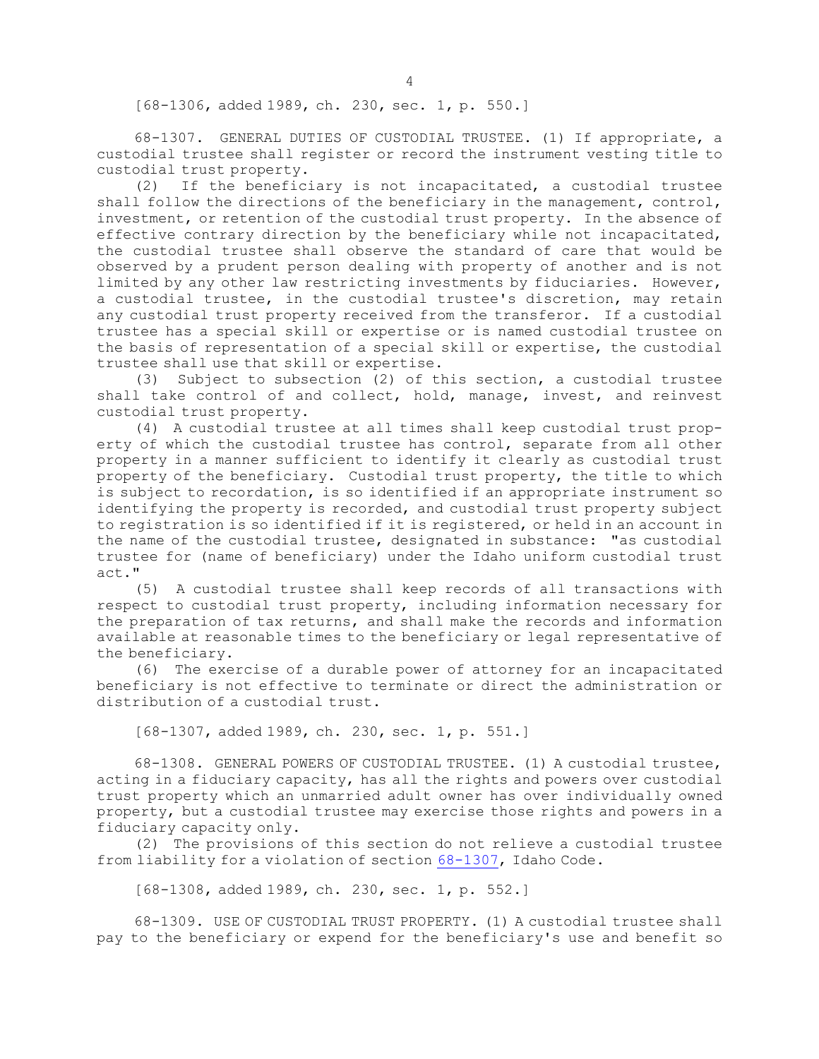[68-1306, added 1989, ch. 230, sec. 1, p. 550.]

68-1307. GENERAL DUTIES OF CUSTODIAL TRUSTEE. (1) If appropriate, a custodial trustee shall register or record the instrument vesting title to custodial trust property.

(2) If the beneficiary is not incapacitated, a custodial trustee shall follow the directions of the beneficiary in the management, control, investment, or retention of the custodial trust property. In the absence of effective contrary direction by the beneficiary while not incapacitated, the custodial trustee shall observe the standard of care that would be observed by a prudent person dealing with property of another and is not limited by any other law restricting investments by fiduciaries. However, a custodial trustee, in the custodial trustee's discretion, may retain any custodial trust property received from the transferor. If a custodial trustee has a special skill or expertise or is named custodial trustee on the basis of representation of a special skill or expertise, the custodial trustee shall use that skill or expertise.

(3) Subject to subsection (2) of this section, a custodial trustee shall take control of and collect, hold, manage, invest, and reinvest custodial trust property.

(4) A custodial trustee at all times shall keep custodial trust property of which the custodial trustee has control, separate from all other property in a manner sufficient to identify it clearly as custodial trust property of the beneficiary. Custodial trust property, the title to which is subject to recordation, is so identified if an appropriate instrument so identifying the property is recorded, and custodial trust property subject to registration is so identified if it is registered, or held in an account in the name of the custodial trustee, designated in substance: "as custodial trustee for (name of beneficiary) under the Idaho uniform custodial trust act."

(5) A custodial trustee shall keep records of all transactions with respect to custodial trust property, including information necessary for the preparation of tax returns, and shall make the records and information available at reasonable times to the beneficiary or legal representative of the beneficiary.

(6) The exercise of a durable power of attorney for an incapacitated beneficiary is not effective to terminate or direct the administration or distribution of a custodial trust.

[68-1307, added 1989, ch. 230, sec. 1, p. 551.]

68-1308. GENERAL POWERS OF CUSTODIAL TRUSTEE. (1) A custodial trustee, acting in a fiduciary capacity, has all the rights and powers over custodial trust property which an unmarried adult owner has over individually owned property, but a custodial trustee may exercise those rights and powers in a fiduciary capacity only.

(2) The provisions of this section do not relieve a custodial trustee from liability for a violation of section 68-1307, Idaho Code.

[68-1308, added 1989, ch. 230, sec. 1, p. 552.]

68-1309. USE OF CUSTODIAL TRUST PROPERTY. (1) A custodial trustee shall pay to the beneficiary or expend for the beneficiary's use and benefit so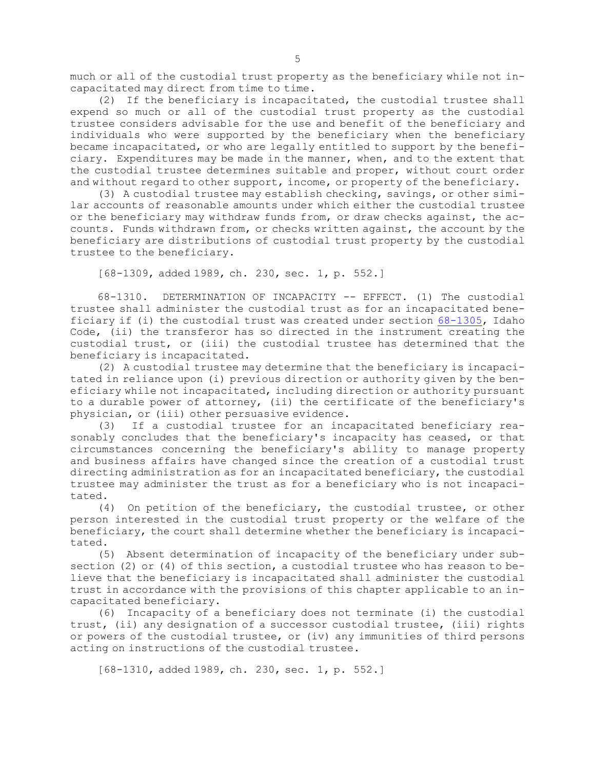much or all of the custodial trust property as the beneficiary while not incapacitated may direct from time to time.

(2) If the beneficiary is incapacitated, the custodial trustee shall expend so much or all of the custodial trust property as the custodial trustee considers advisable for the use and benefit of the beneficiary and individuals who were supported by the beneficiary when the beneficiary became incapacitated, or who are legally entitled to support by the beneficiary. Expenditures may be made in the manner, when, and to the extent that the custodial trustee determines suitable and proper, without court order and without regard to other support, income, or property of the beneficiary.

(3) A custodial trustee may establish checking, savings, or other similar accounts of reasonable amounts under which either the custodial trustee or the beneficiary may withdraw funds from, or draw checks against, the accounts. Funds withdrawn from, or checks written against, the account by the beneficiary are distributions of custodial trust property by the custodial trustee to the beneficiary.

[68-1309, added 1989, ch. 230, sec. 1, p. 552.]

68-1310. DETERMINATION OF INCAPACITY -- EFFECT. (1) The custodial trustee shall administer the custodial trust as for an incapacitated beneficiary if (i) the custodial trust was created under section 68-1305, Idaho Code, (ii) the transferor has so directed in the instrument creating the custodial trust, or (iii) the custodial trustee has determined that the beneficiary is incapacitated.

(2) A custodial trustee may determine that the beneficiary is incapacitated in reliance upon (i) previous direction or authority given by the beneficiary while not incapacitated, including direction or authority pursuant to a durable power of attorney, (ii) the certificate of the beneficiary's physician, or (iii) other persuasive evidence.

(3) If a custodial trustee for an incapacitated beneficiary reasonably concludes that the beneficiary's incapacity has ceased, or that circumstances concerning the beneficiary's ability to manage property and business affairs have changed since the creation of a custodial trust directing administration as for an incapacitated beneficiary, the custodial trustee may administer the trust as for a beneficiary who is not incapacitated.

(4) On petition of the beneficiary, the custodial trustee, or other person interested in the custodial trust property or the welfare of the beneficiary, the court shall determine whether the beneficiary is incapacitated.

(5) Absent determination of incapacity of the beneficiary under subsection (2) or (4) of this section, a custodial trustee who has reason to believe that the beneficiary is incapacitated shall administer the custodial trust in accordance with the provisions of this chapter applicable to an incapacitated beneficiary.

(6) Incapacity of a beneficiary does not terminate (i) the custodial trust, (ii) any designation of a successor custodial trustee, (iii) rights or powers of the custodial trustee, or (iv) any immunities of third persons acting on instructions of the custodial trustee.

[68-1310, added 1989, ch. 230, sec. 1, p. 552.]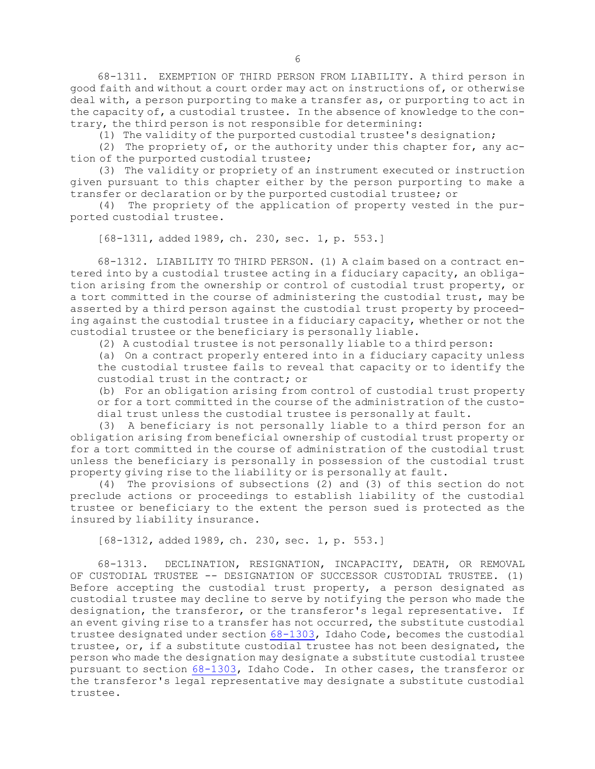68-1311. EXEMPTION OF THIRD PERSON FROM LIABILITY. A third person in good faith and without a court order may act on instructions of, or otherwise deal with, a person purporting to make a transfer as, or purporting to act in the capacity of, a custodial trustee. In the absence of knowledge to the contrary, the third person is not responsible for determining:

(1) The validity of the purported custodial trustee's designation;

(2) The propriety of, or the authority under this chapter for, any action of the purported custodial trustee;

(3) The validity or propriety of an instrument executed or instruction given pursuant to this chapter either by the person purporting to make a transfer or declaration or by the purported custodial trustee; or

(4) The propriety of the application of property vested in the purported custodial trustee.

[68-1311, added 1989, ch. 230, sec. 1, p. 553.]

68-1312. LIABILITY TO THIRD PERSON. (1) A claim based on a contract entered into by a custodial trustee acting in a fiduciary capacity, an obligation arising from the ownership or control of custodial trust property, or a tort committed in the course of administering the custodial trust, may be asserted by a third person against the custodial trust property by proceeding against the custodial trustee in a fiduciary capacity, whether or not the custodial trustee or the beneficiary is personally liable.

(2) A custodial trustee is not personally liable to a third person:

(a) On a contract properly entered into in a fiduciary capacity unless the custodial trustee fails to reveal that capacity or to identify the custodial trust in the contract; or

(b) For an obligation arising from control of custodial trust property or for a tort committed in the course of the administration of the custodial trust unless the custodial trustee is personally at fault.

(3) A beneficiary is not personally liable to a third person for an obligation arising from beneficial ownership of custodial trust property or for a tort committed in the course of administration of the custodial trust unless the beneficiary is personally in possession of the custodial trust property giving rise to the liability or is personally at fault.

(4) The provisions of subsections (2) and (3) of this section do not preclude actions or proceedings to establish liability of the custodial trustee or beneficiary to the extent the person sued is protected as the insured by liability insurance.

[68-1312, added 1989, ch. 230, sec. 1, p. 553.]

68-1313. DECLINATION, RESIGNATION, INCAPACITY, DEATH, OR REMOVAL OF CUSTODIAL TRUSTEE -- DESIGNATION OF SUCCESSOR CUSTODIAL TRUSTEE. (1) Before accepting the custodial trust property, a person designated as custodial trustee may decline to serve by notifying the person who made the designation, the transferor, or the transferor's legal representative. If an event giving rise to a transfer has not occurred, the substitute custodial trustee designated under section 68-1303, Idaho Code, becomes the custodial trustee, or, if a substitute custodial trustee has not been designated, the person who made the designation may designate a substitute custodial trustee pursuant to section 68-1303, Idaho Code. In other cases, the transferor or the transferor's legal representative may designate a substitute custodial trustee.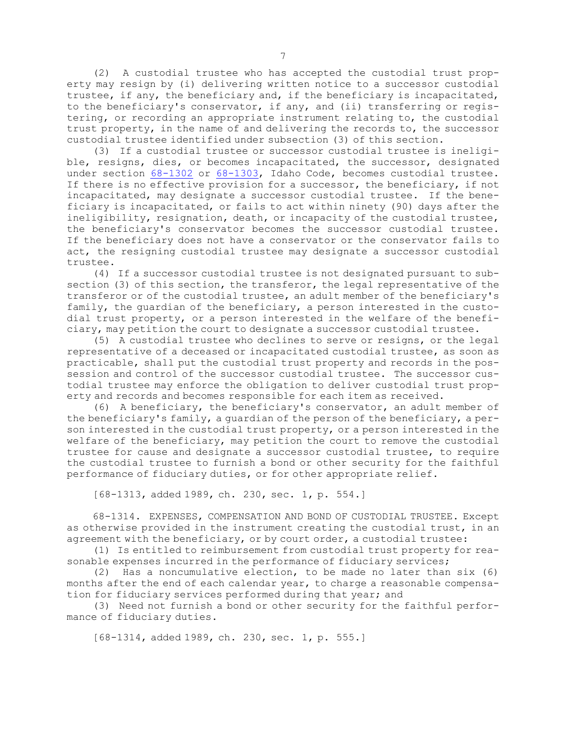(2) A custodial trustee who has accepted the custodial trust property may resign by (i) delivering written notice to a successor custodial trustee, if any, the beneficiary and, if the beneficiary is incapacitated, to the beneficiary's conservator, if any, and (ii) transferring or registering, or recording an appropriate instrument relating to, the custodial trust property, in the name of and delivering the records to, the successor custodial trustee identified under subsection (3) of this section.

(3) If a custodial trustee or successor custodial trustee is ineligible, resigns, dies, or becomes incapacitated, the successor, designated under section 68-1302 or 68-1303, Idaho Code, becomes custodial trustee. If there is no effective provision for a successor, the beneficiary, if not incapacitated, may designate a successor custodial trustee. If the beneficiary is incapacitated, or fails to act within ninety (90) days after the ineligibility, resignation, death, or incapacity of the custodial trustee, the beneficiary's conservator becomes the successor custodial trustee. If the beneficiary does not have a conservator or the conservator fails to act, the resigning custodial trustee may designate a successor custodial trustee.

(4) If a successor custodial trustee is not designated pursuant to subsection (3) of this section, the transferor, the legal representative of the transferor or of the custodial trustee, an adult member of the beneficiary's family, the guardian of the beneficiary, a person interested in the custodial trust property, or a person interested in the welfare of the beneficiary, may petition the court to designate a successor custodial trustee.

(5) A custodial trustee who declines to serve or resigns, or the legal representative of a deceased or incapacitated custodial trustee, as soon as practicable, shall put the custodial trust property and records in the possession and control of the successor custodial trustee. The successor custodial trustee may enforce the obligation to deliver custodial trust property and records and becomes responsible for each item as received.

(6) A beneficiary, the beneficiary's conservator, an adult member of the beneficiary's family, a guardian of the person of the beneficiary, a person interested in the custodial trust property, or a person interested in the welfare of the beneficiary, may petition the court to remove the custodial trustee for cause and designate a successor custodial trustee, to require the custodial trustee to furnish a bond or other security for the faithful performance of fiduciary duties, or for other appropriate relief.

[68-1313, added 1989, ch. 230, sec. 1, p. 554.]

68-1314. EXPENSES, COMPENSATION AND BOND OF CUSTODIAL TRUSTEE. Except as otherwise provided in the instrument creating the custodial trust, in an agreement with the beneficiary, or by court order, a custodial trustee:

(1) Is entitled to reimbursement from custodial trust property for reasonable expenses incurred in the performance of fiduciary services;

(2) Has a noncumulative election, to be made no later than six (6) months after the end of each calendar year, to charge a reasonable compensation for fiduciary services performed during that year; and

(3) Need not furnish a bond or other security for the faithful performance of fiduciary duties.

[68-1314, added 1989, ch. 230, sec. 1, p. 555.]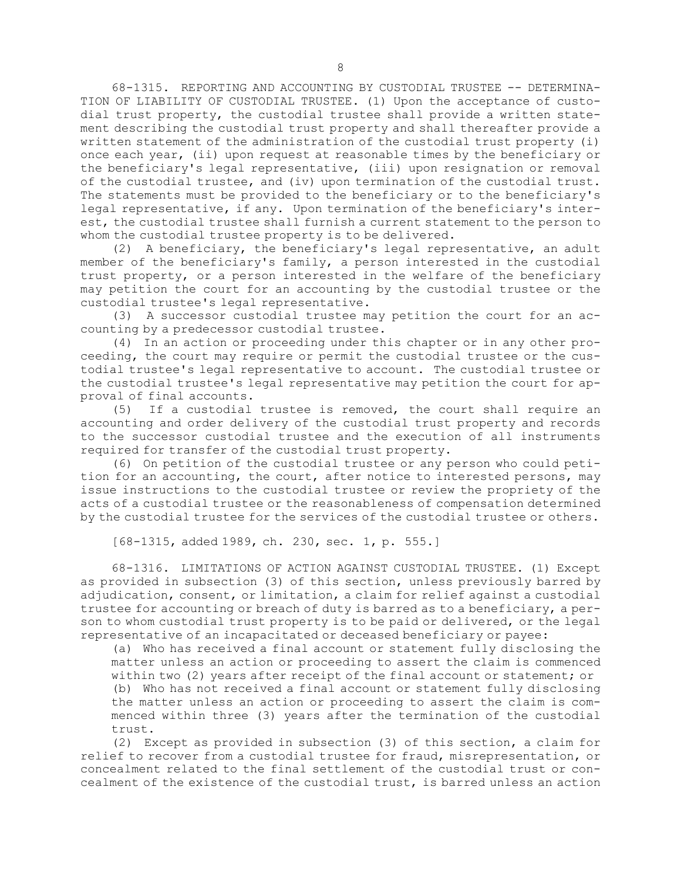68-1315. REPORTING AND ACCOUNTING BY CUSTODIAL TRUSTEE -- DETERMINATION OF LIABILITY OF CUSTODIAL TRUSTEE. (1) Upon the acceptance of custodial trust property, the custodial trustee shall provide a written statement describing the custodial trust property and shall thereafter provide a written statement of the administration of the custodial trust property (i) once each year, (ii) upon request at reasonable times by the beneficiary or the beneficiary's legal representative, (iii) upon resignation or removal of the custodial trustee, and (iv) upon termination of the custodial trust. The statements must be provided to the beneficiary or to the beneficiary's legal representative, if any. Upon termination of the beneficiary's interest, the custodial trustee shall furnish a current statement to the person to whom the custodial trustee property is to be delivered.

(2) A beneficiary, the beneficiary's legal representative, an adult member of the beneficiary's family, a person interested in the custodial trust property, or a person interested in the welfare of the beneficiary may petition the court for an accounting by the custodial trustee or the custodial trustee's legal representative.

(3) A successor custodial trustee may petition the court for an accounting by a predecessor custodial trustee.

(4) In an action or proceeding under this chapter or in any other proceeding, the court may require or permit the custodial trustee or the custodial trustee's legal representative to account. The custodial trustee or the custodial trustee's legal representative may petition the court for approval of final accounts.

(5) If a custodial trustee is removed, the court shall require an accounting and order delivery of the custodial trust property and records to the successor custodial trustee and the execution of all instruments required for transfer of the custodial trust property.

(6) On petition of the custodial trustee or any person who could petition for an accounting, the court, after notice to interested persons, may issue instructions to the custodial trustee or review the propriety of the acts of a custodial trustee or the reasonableness of compensation determined by the custodial trustee for the services of the custodial trustee or others.

[68-1315, added 1989, ch. 230, sec. 1, p. 555.]

68-1316. LIMITATIONS OF ACTION AGAINST CUSTODIAL TRUSTEE. (1) Except as provided in subsection (3) of this section, unless previously barred by adjudication, consent, or limitation, a claim for relief against a custodial trustee for accounting or breach of duty is barred as to a beneficiary, a person to whom custodial trust property is to be paid or delivered, or the legal representative of an incapacitated or deceased beneficiary or payee:

(a) Who has received a final account or statement fully disclosing the matter unless an action or proceeding to assert the claim is commenced within two (2) years after receipt of the final account or statement; or

(b) Who has not received a final account or statement fully disclosing the matter unless an action or proceeding to assert the claim is commenced within three (3) years after the termination of the custodial trust.

(2) Except as provided in subsection (3) of this section, a claim for relief to recover from a custodial trustee for fraud, misrepresentation, or concealment related to the final settlement of the custodial trust or concealment of the existence of the custodial trust, is barred unless an action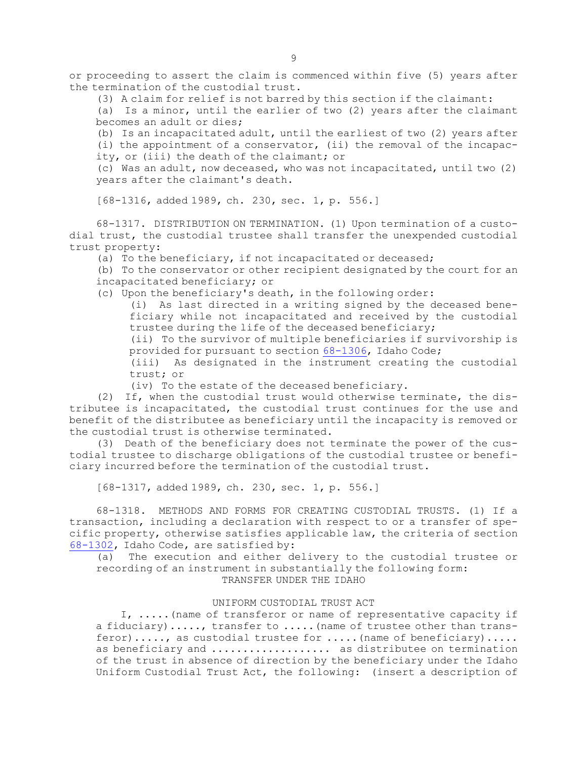or proceeding to assert the claim is commenced within five (5) years after the termination of the custodial trust.

(3) A claim for relief is not barred by this section if the claimant:

(a) Is a minor, until the earlier of two (2) years after the claimant becomes an adult or dies;

(b) Is an incapacitated adult, until the earliest of two (2) years after (i) the appointment of a conservator, (ii) the removal of the incapacity, or (iii) the death of the claimant; or

(c) Was an adult, now deceased, who was not incapacitated, until two (2) years after the claimant's death.

[68-1316, added 1989, ch. 230, sec. 1, p. 556.]

68-1317. DISTRIBUTION ON TERMINATION. (1) Upon termination of a custodial trust, the custodial trustee shall transfer the unexpended custodial trust property:

(a) To the beneficiary, if not incapacitated or deceased;

(b) To the conservator or other recipient designated by the court for an incapacitated beneficiary; or

(c) Upon the beneficiary's death, in the following order:

(i) As last directed in a writing signed by the deceased beneficiary while not incapacitated and received by the custodial trustee during the life of the deceased beneficiary;

(ii) To the survivor of multiple beneficiaries if survivorship is provided for pursuant to section 68-1306, Idaho Code;

(iii) As designated in the instrument creating the custodial trust; or

(iv) To the estate of the deceased beneficiary.

(2) If, when the custodial trust would otherwise terminate, the distributee is incapacitated, the custodial trust continues for the use and benefit of the distributee as beneficiary until the incapacity is removed or the custodial trust is otherwise terminated.

(3) Death of the beneficiary does not terminate the power of the custodial trustee to discharge obligations of the custodial trustee or beneficiary incurred before the termination of the custodial trust.

[68-1317, added 1989, ch. 230, sec. 1, p. 556.]

68-1318. METHODS AND FORMS FOR CREATING CUSTODIAL TRUSTS. (1) If a transaction, including a declaration with respect to or a transfer of specific property, otherwise satisfies applicable law, the criteria of section 68-1302, Idaho Code, are satisfied by:

(a) The execution and either delivery to the custodial trustee or recording of an instrument in substantially the following form:

TRANSFER UNDER THE IDAHO

UNIFORM CUSTODIAL TRUST ACT

I, .....(name of transferor or name of representative capacity if a fiduciary)....., transfer to .....(name of trustee other than transferor)....., as custodial trustee for .....(name of beneficiary)..... as beneficiary and .................. as distributee on termination of the trust in absence of direction by the beneficiary under the Idaho Uniform Custodial Trust Act, the following: (insert a description of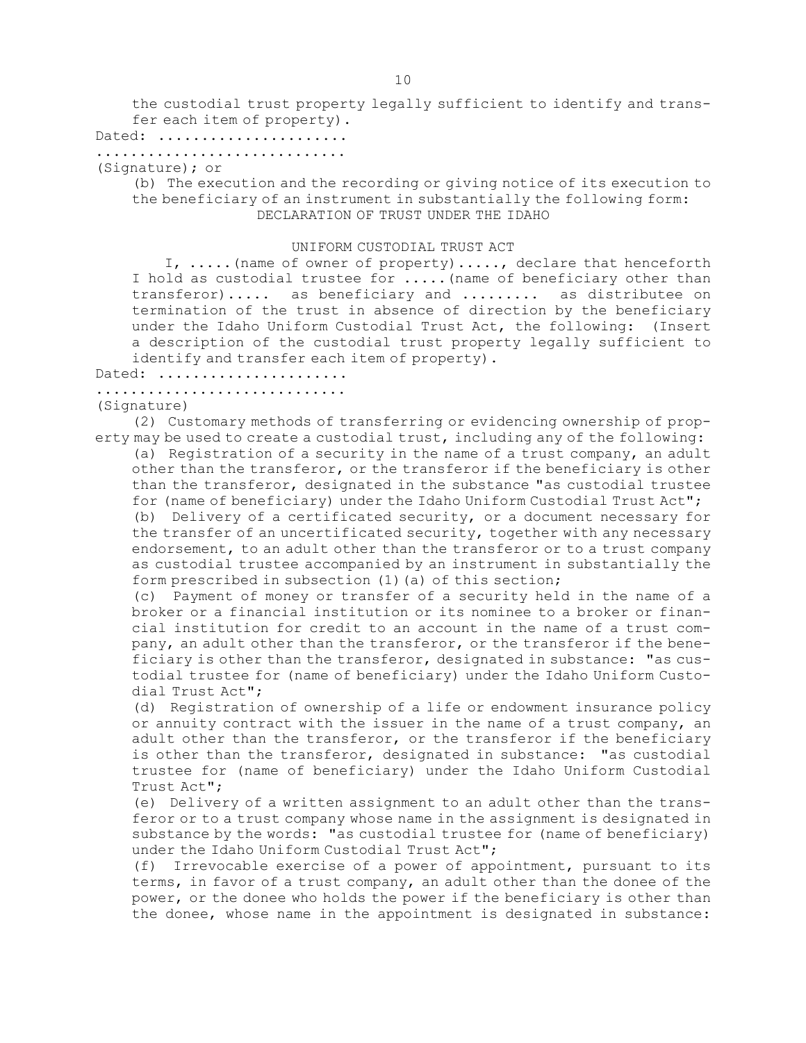the custodial trust property legally sufficient to identify and transfer each item of property).

Dated: .....................

............................

(Signature); or

(b) The execution and the recording or giving notice of its execution to the beneficiary of an instrument in substantially the following form:

DECLARATION OF TRUST UNDER THE IDAHO

UNIFORM CUSTODIAL TRUST ACT

I, .....(name of owner of property)....., declare that henceforth I hold as custodial trustee for .....(name of beneficiary other than transferor)..... as beneficiary and ........ as distributee on termination of the trust in absence of direction by the beneficiary under the Idaho Uniform Custodial Trust Act, the following: (Insert a description of the custodial trust property legally sufficient to identify and transfer each item of property).

Dated: .....................

............................

(Signature)

(2) Customary methods of transferring or evidencing ownership of property may be used to create a custodial trust, including any of the following:

(a) Registration of a security in the name of a trust company, an adult other than the transferor, or the transferor if the beneficiary is other than the transferor, designated in the substance "as custodial trustee for (name of beneficiary) under the Idaho Uniform Custodial Trust Act";

(b) Delivery of a certificated security, or a document necessary for the transfer of an uncertificated security, together with any necessary endorsement, to an adult other than the transferor or to a trust company as custodial trustee accompanied by an instrument in substantially the form prescribed in subsection (1)(a) of this section;

(c) Payment of money or transfer of a security held in the name of a broker or a financial institution or its nominee to a broker or financial institution for credit to an account in the name of a trust company, an adult other than the transferor, or the transferor if the beneficiary is other than the transferor, designated in substance: "as custodial trustee for (name of beneficiary) under the Idaho Uniform Custodial Trust Act";

(d) Registration of ownership of a life or endowment insurance policy or annuity contract with the issuer in the name of a trust company, an adult other than the transferor, or the transferor if the beneficiary is other than the transferor, designated in substance: "as custodial trustee for (name of beneficiary) under the Idaho Uniform Custodial Trust Act";

(e) Delivery of a written assignment to an adult other than the transferor or to a trust company whose name in the assignment is designated in substance by the words: "as custodial trustee for (name of beneficiary) under the Idaho Uniform Custodial Trust Act";

(f) Irrevocable exercise of a power of appointment, pursuant to its terms, in favor of a trust company, an adult other than the donee of the power, or the donee who holds the power if the beneficiary is other than the donee, whose name in the appointment is designated in substance: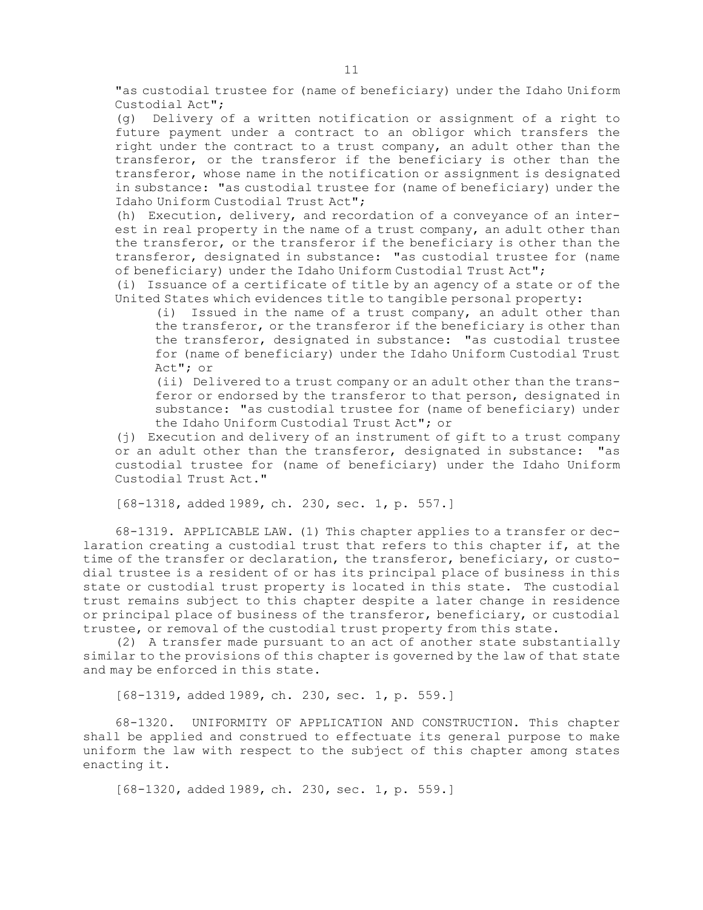"as custodial trustee for (name of beneficiary) under the Idaho Uniform Custodial Act";

(g) Delivery of a written notification or assignment of a right to future payment under a contract to an obligor which transfers the right under the contract to a trust company, an adult other than the transferor, or the transferor if the beneficiary is other than the transferor, whose name in the notification or assignment is designated in substance: "as custodial trustee for (name of beneficiary) under the Idaho Uniform Custodial Trust Act";

(h) Execution, delivery, and recordation of a conveyance of an interest in real property in the name of a trust company, an adult other than the transferor, or the transferor if the beneficiary is other than the transferor, designated in substance: "as custodial trustee for (name of beneficiary) under the Idaho Uniform Custodial Trust Act";

(i) Issuance of a certificate of title by an agency of a state or of the United States which evidences title to tangible personal property:

(i) Issued in the name of a trust company, an adult other than the transferor, or the transferor if the beneficiary is other than the transferor, designated in substance: "as custodial trustee for (name of beneficiary) under the Idaho Uniform Custodial Trust Act"; or

(ii) Delivered to a trust company or an adult other than the transferor or endorsed by the transferor to that person, designated in substance: "as custodial trustee for (name of beneficiary) under the Idaho Uniform Custodial Trust Act"; or

(j) Execution and delivery of an instrument of gift to a trust company or an adult other than the transferor, designated in substance: "as custodial trustee for (name of beneficiary) under the Idaho Uniform Custodial Trust Act."

[68-1318, added 1989, ch. 230, sec. 1, p. 557.]

68-1319. APPLICABLE LAW. (1) This chapter applies to a transfer or declaration creating a custodial trust that refers to this chapter if, at the time of the transfer or declaration, the transferor, beneficiary, or custodial trustee is a resident of or has its principal place of business in this state or custodial trust property is located in this state. The custodial trust remains subject to this chapter despite a later change in residence or principal place of business of the transferor, beneficiary, or custodial trustee, or removal of the custodial trust property from this state.

(2) A transfer made pursuant to an act of another state substantially similar to the provisions of this chapter is governed by the law of that state and may be enforced in this state.

[68-1319, added 1989, ch. 230, sec. 1, p. 559.]

68-1320. UNIFORMITY OF APPLICATION AND CONSTRUCTION. This chapter shall be applied and construed to effectuate its general purpose to make uniform the law with respect to the subject of this chapter among states enacting it.

[68-1320, added 1989, ch. 230, sec. 1, p. 559.]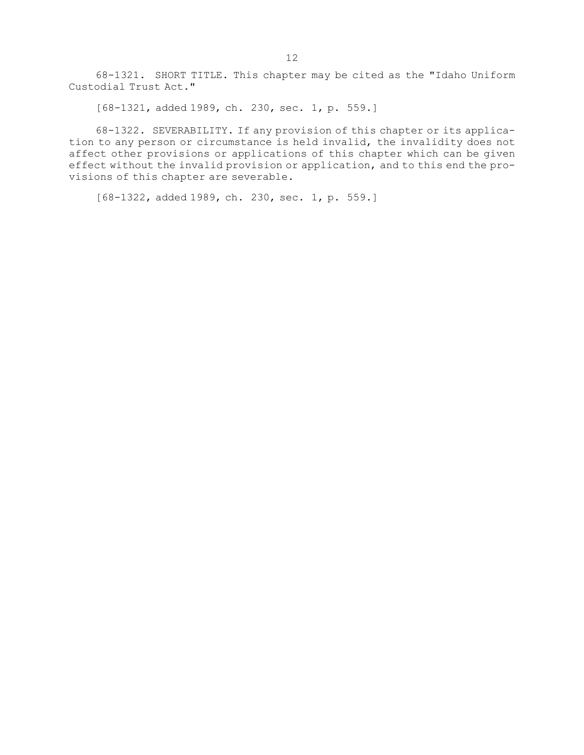68-1321. SHORT TITLE. This chapter may be cited as the "Idaho Uniform Custodial Trust Act."

[68-1321, added 1989, ch. 230, sec. 1, p. 559.]

68-1322. SEVERABILITY. If any provision of this chapter or its application to any person or circumstance is held invalid, the invalidity does not affect other provisions or applications of this chapter which can be given effect without the invalid provision or application, and to this end the provisions of this chapter are severable.

[68-1322, added 1989, ch. 230, sec. 1, p. 559.]